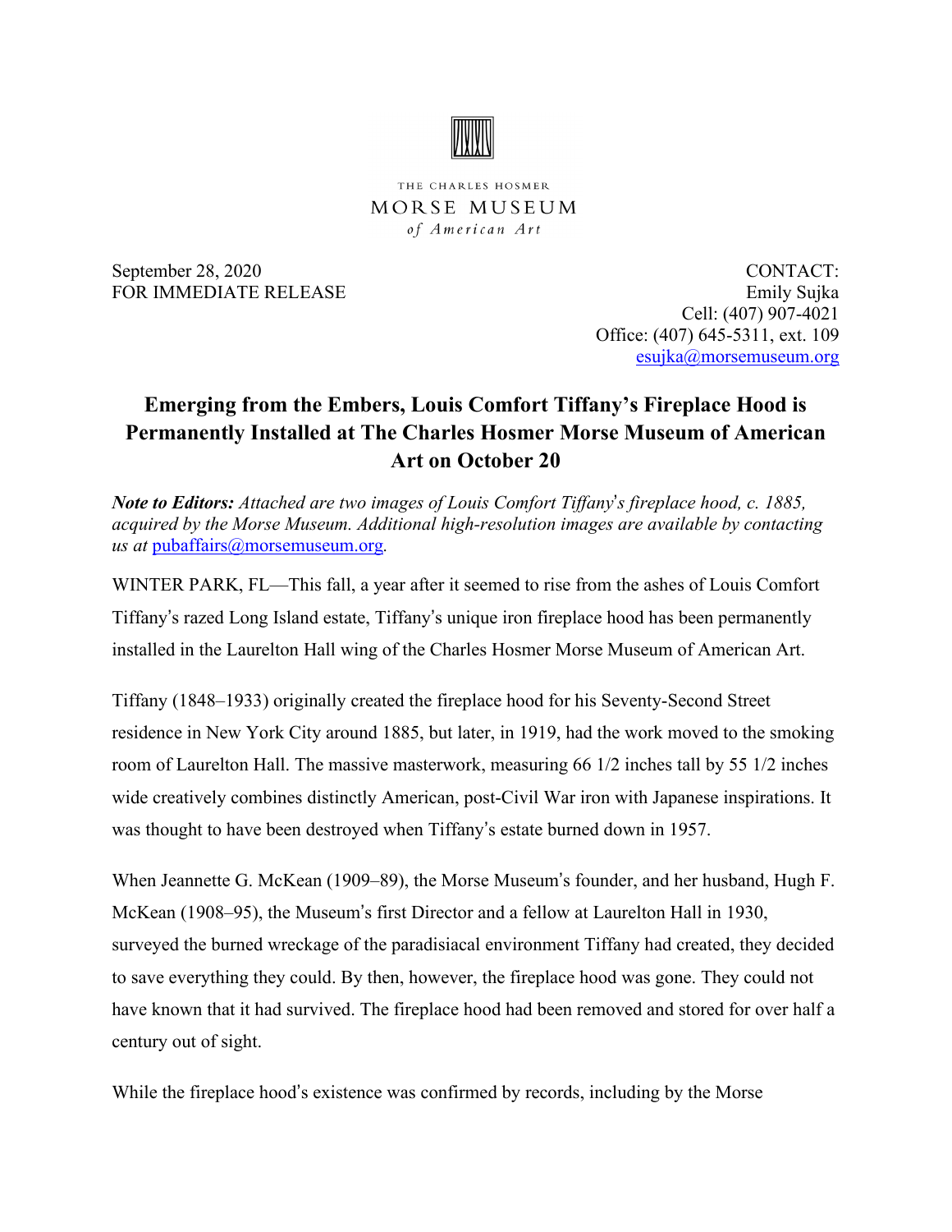THE CHARLES HOSMER
MORSE MUSEUM
*of American Art*

September 28, 2020
FOR IMMEDIATE RELEASE

CONTACT:
Emily Sujka
Cell: (407) 907-4021
Office: (407) 645-5311, ext. 109
esujka@morsemuseum.org

# Emerging from the Embers, Louis Comfort Tiffany's Fireplace Hood is Permanently Installed at The Charles Hosmer Morse Museum of American Art on October 20

***Note to Editors:*** *Attached are two images of Louis Comfort Tiffany's fireplace hood, c. 1885, acquired by the Morse Museum. Additional high-resolution images are available by contacting us at* pubaffairs@morsemuseum.org.

WINTER PARK, FL—This fall, a year after it seemed to rise from the ashes of Louis Comfort Tiffany's razed Long Island estate, Tiffany's unique iron fireplace hood has been permanently installed in the Laurelton Hall wing of the Charles Hosmer Morse Museum of American Art.

Tiffany (1848–1933) originally created the fireplace hood for his Seventy-Second Street residence in New York City around 1885, but later, in 1919, had the work moved to the smoking room of Laurelton Hall. The massive masterwork, measuring 66 1/2 inches tall by 55 1/2 inches wide creatively combines distinctly American, post-Civil War iron with Japanese inspirations. It was thought to have been destroyed when Tiffany's estate burned down in 1957.

When Jeannette G. McKean (1909–89), the Morse Museum's founder, and her husband, Hugh F. McKean (1908–95), the Museum's first Director and a fellow at Laurelton Hall in 1930, surveyed the burned wreckage of the paradisiacal environment Tiffany had created, they decided to save everything they could. By then, however, the fireplace hood was gone. They could not have known that it had survived. The fireplace hood had been removed and stored for over half a century out of sight.

While the fireplace hood's existence was confirmed by records, including by the Morse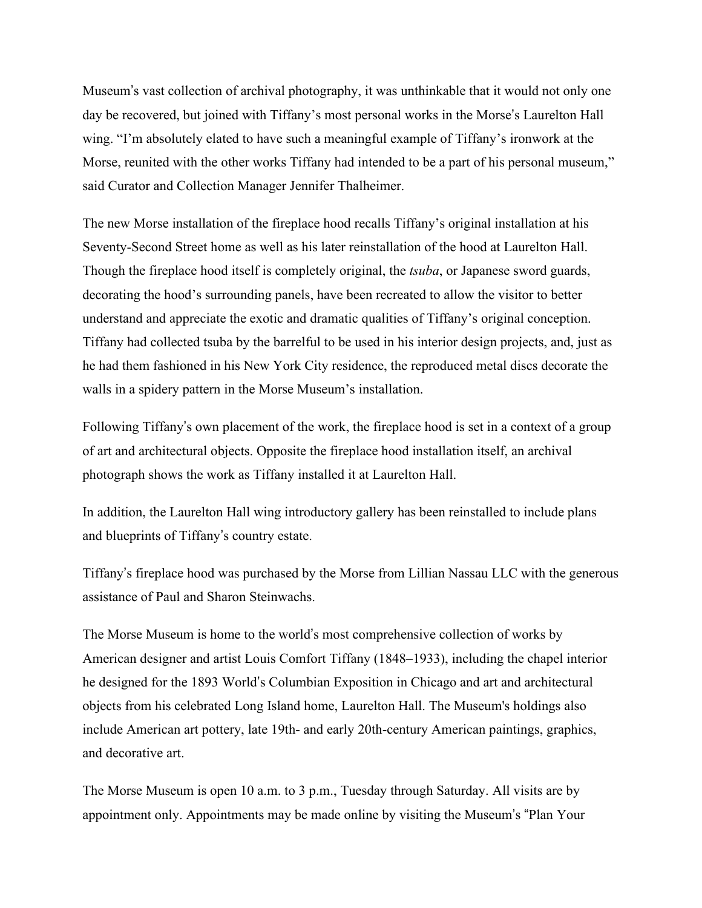Museum's vast collection of archival photography, it was unthinkable that it would not only one day be recovered, but joined with Tiffany's most personal works in the Morse's Laurelton Hall wing. "I'm absolutely elated to have such a meaningful example of Tiffany's ironwork at the Morse, reunited with the other works Tiffany had intended to be a part of his personal museum," said Curator and Collection Manager Jennifer Thalheimer.

The new Morse installation of the fireplace hood recalls Tiffany's original installation at his Seventy-Second Street home as well as his later reinstallation of the hood at Laurelton Hall. Though the fireplace hood itself is completely original, the *tsuba*, or Japanese sword guards, decorating the hood's surrounding panels, have been recreated to allow the visitor to better understand and appreciate the exotic and dramatic qualities of Tiffany's original conception. Tiffany had collected tsuba by the barrelful to be used in his interior design projects, and, just as he had them fashioned in his New York City residence, the reproduced metal discs decorate the walls in a spidery pattern in the Morse Museum's installation.

Following Tiffany's own placement of the work, the fireplace hood is set in a context of a group of art and architectural objects. Opposite the fireplace hood installation itself, an archival photograph shows the work as Tiffany installed it at Laurelton Hall.

In addition, the Laurelton Hall wing introductory gallery has been reinstalled to include plans and blueprints of Tiffany's country estate.

Tiffany's fireplace hood was purchased by the Morse from Lillian Nassau LLC with the generous assistance of Paul and Sharon Steinwachs.

The Morse Museum is home to the world's most comprehensive collection of works by American designer and artist Louis Comfort Tiffany (1848–1933), including the chapel interior he designed for the 1893 World's Columbian Exposition in Chicago and art and architectural objects from his celebrated Long Island home, Laurelton Hall. The Museum's holdings also include American art pottery, late 19th- and early 20th-century American paintings, graphics, and decorative art.

The Morse Museum is open 10 a.m. to 3 p.m., Tuesday through Saturday. All visits are by appointment only. Appointments may be made online by visiting the Museum's "Plan Your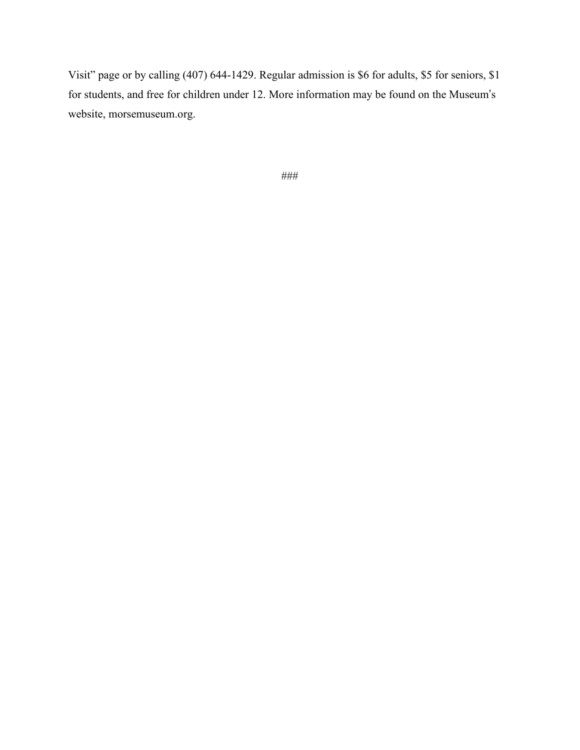Visit" page or by calling (407) 644-1429. Regular admission is $6 for adults, $5 for seniors, $1 for students, and free for children under 12. More information may be found on the Museum's website, morsemuseum.org.

###